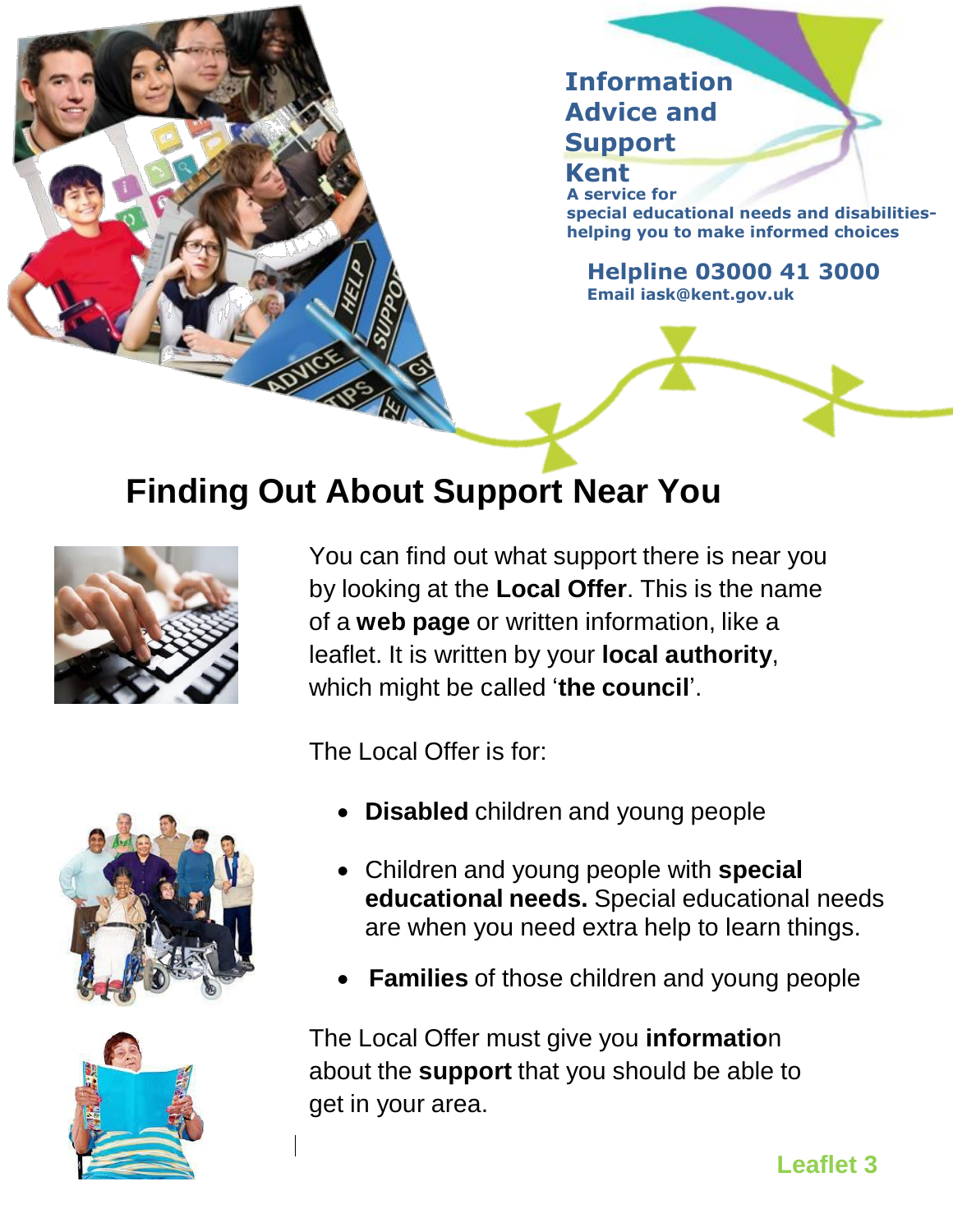**Information Advice and Support Kent**

**A service for special educational needs and disabilities- helping you to make informed choices**

**Helpline 03000 41 3000**
**Email iask@kent.gov.uk**

# Finding Out About Support Near You

You can find out what support there is near you by looking at the **Local Offer**. This is the name of a **web page** or written information, like a leaflet. It is written by your **local authority**, which might be called '**the council**'.

The Local Offer is for:

- **Disabled** children and young people
- Children and young people with **special educational needs.** Special educational needs are when you need extra help to learn things.
- **Families** of those children and young people

The Local Offer must give you **information** about the **support** that you should be able to get in your area.

**Leaflet 3**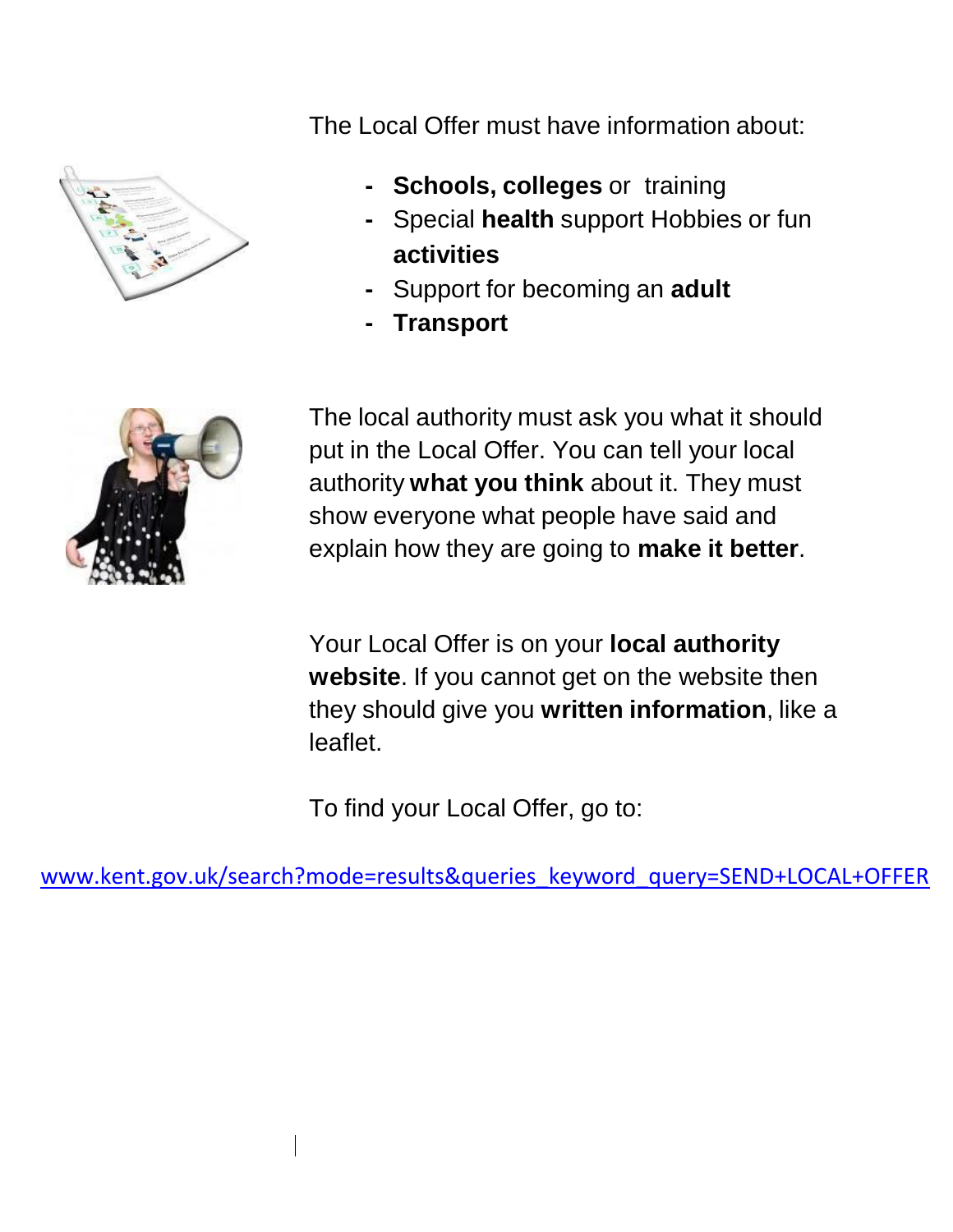The Local Offer must have information about:

- **Schools, colleges** or training
- Special **health** support Hobbies or fun **activities**
- Support for becoming an **adult**
- **Transport**

The local authority must ask you what it should put in the Local Offer. You can tell your local authority **what you think** about it. They must show everyone what people have said and explain how they are going to **make it better**.

Your Local Offer is on your **local authority website**. If you cannot get on the website then they should give you **written information**, like a leaflet.

To find your Local Offer, go to:

[www.kent.gov.uk/search?mode=results&queries_keyword_query=SEND+LOCAL+OFFER](www.kent.gov.uk/search?mode=results&queries_keyword_query=SEND+LOCAL+OFFER)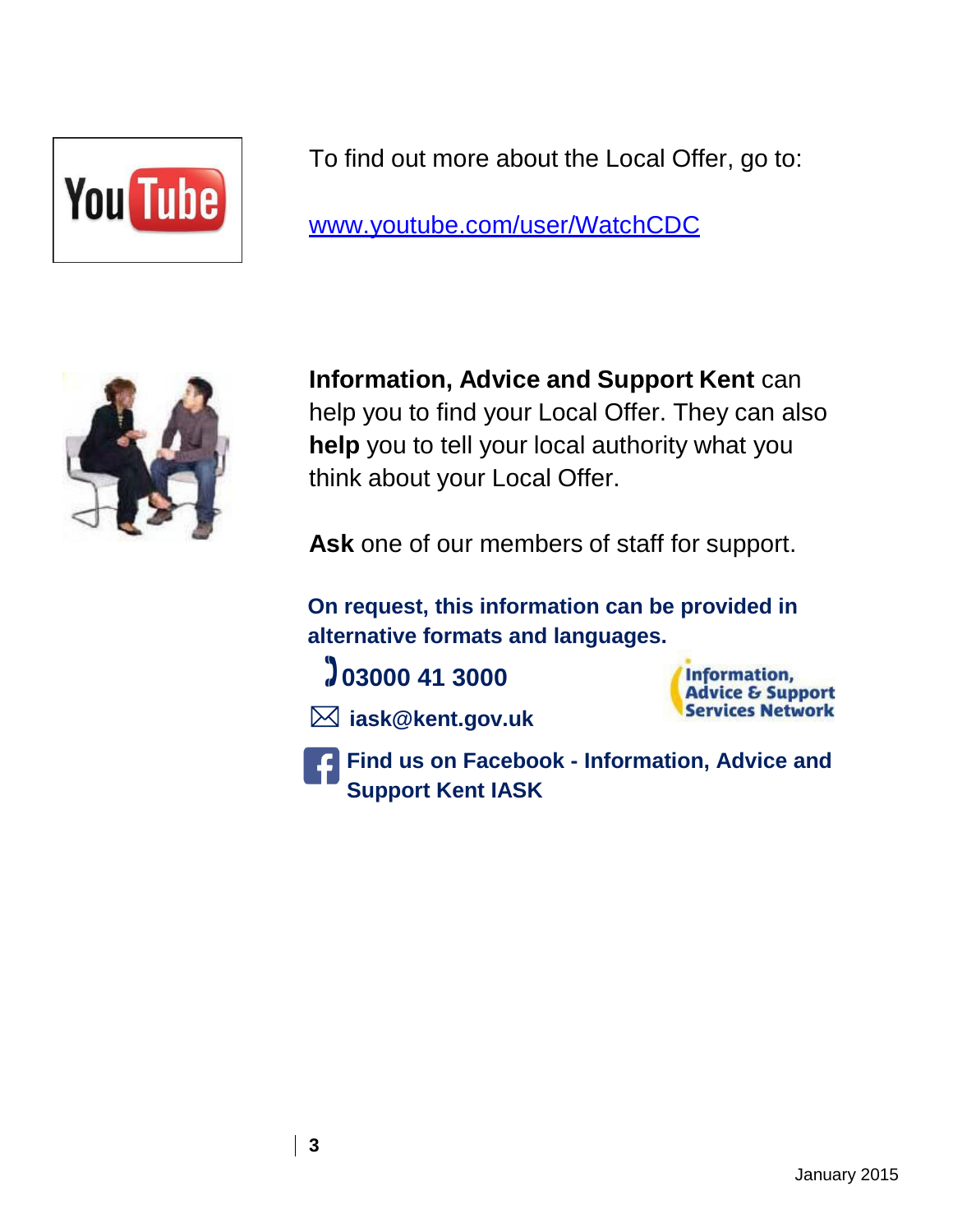To find out more about the Local Offer, go to:

www.youtube.com/user/WatchCDC

**Information, Advice and Support Kent** can help you to find your Local Offer. They can also **help** you to tell your local authority what you think about your Local Offer.

**Ask** one of our members of staff for support.

**On request, this information can be provided in alternative formats and languages.**

**03000 41 3000**

**iask@kent.gov.uk**

Information, Advice & Support Services Network

**Find us on Facebook - Information, Advice and Support Kent IASK**

January 2015